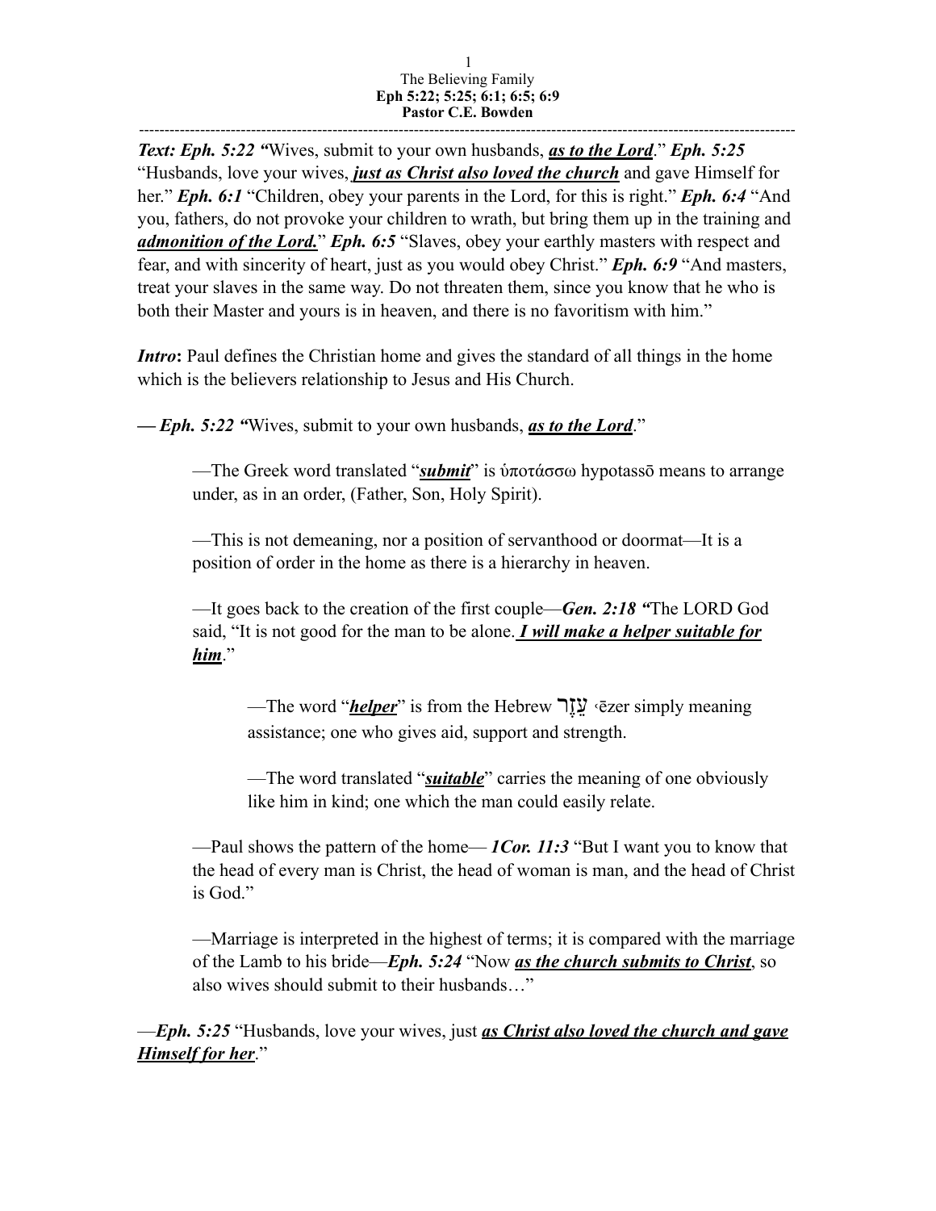# The Believing Family

**Eph 5:22; 5:25; 6:1; 6:5; 6:9**

**Pastor C.E. Bowden**

---

***Text: Eph. 5:22*** ***"***Wives, submit to your own husbands, ***as to the Lord***." ***Eph. 5:25*** "Husbands, love your wives, ***just as Christ also loved the church*** and gave Himself for her." ***Eph. 6:1*** "Children, obey your parents in the Lord, for this is right." ***Eph. 6:4*** "And you, fathers, do not provoke your children to wrath, but bring them up in the training and ***admonition of the Lord.***" ***Eph. 6:5*** "Slaves, obey your earthly masters with respect and fear, and with sincerity of heart, just as you would obey Christ." ***Eph. 6:9*** "And masters, treat your slaves in the same way. Do not threaten them, since you know that he who is both their Master and yours is in heaven, and there is no favoritism with him."

***Intro*****:** Paul defines the Christian home and gives the standard of all things in the home which is the believers relationship to Jesus and His Church.

***— Eph. 5:22 "***Wives, submit to your own husbands, ***as to the Lord***."

—The Greek word translated "***submit***" is ὑποτάσσω hypotassō means to arrange under, as in an order, (Father, Son, Holy Spirit).

—This is not demeaning, nor a position of servanthood or doormat—It is a position of order in the home as there is a hierarchy in heaven.

—It goes back to the creation of the first couple—***Gen. 2:18 "***The LORD God said, "It is not good for the man to be alone. ***I will make a helper suitable for him***."

—The word "***helper***" is from the Hebrew עֵזֶר ‹ēzer simply meaning assistance; one who gives aid, support and strength.

—The word translated "***suitable***" carries the meaning of one obviously like him in kind; one which the man could easily relate.

—Paul shows the pattern of the home— ***1Cor. 11:3*** "But I want you to know that the head of every man is Christ, the head of woman is man, and the head of Christ is God."

—Marriage is interpreted in the highest of terms; it is compared with the marriage of the Lamb to his bride—***Eph. 5:24*** "Now ***as the church submits to Christ***, so also wives should submit to their husbands…"

—***Eph. 5:25*** "Husbands, love your wives, just ***as Christ also loved the church and gave Himself for her***."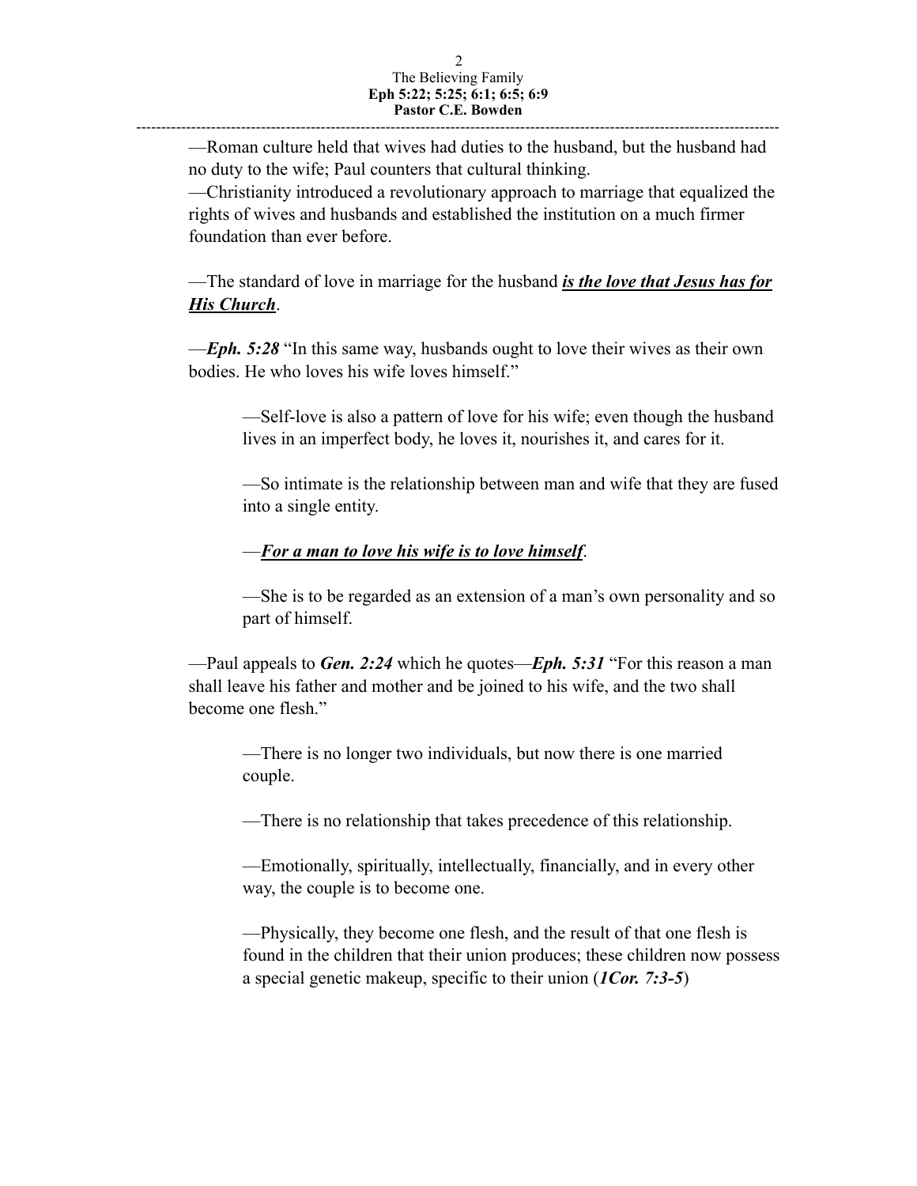—Roman culture held that wives had duties to the husband, but the husband had no duty to the wife; Paul counters that cultural thinking.

—Christianity introduced a revolutionary approach to marriage that equalized the rights of wives and husbands and established the institution on a much firmer foundation than ever before.

—The standard of love in marriage for the husband ***<u>is the love that Jesus has for His Church</u>***.

—***Eph. 5:28*** "In this same way, husbands ought to love their wives as their own bodies. He who loves his wife loves himself."

> —Self-love is also a pattern of love for his wife; even though the husband lives in an imperfect body, he loves it, nourishes it, and cares for it.
>
> —So intimate is the relationship between man and wife that they are fused into a single entity.
>
> —***<u>For a man to love his wife is to love himself</u>***.
>
> —She is to be regarded as an extension of a man's own personality and so part of himself.

—Paul appeals to ***Gen. 2:24*** which he quotes—***Eph. 5:31*** "For this reason a man shall leave his father and mother and be joined to his wife, and the two shall become one flesh."

> —There is no longer two individuals, but now there is one married couple.
>
> —There is no relationship that takes precedence of this relationship.
>
> —Emotionally, spiritually, intellectually, financially, and in every other way, the couple is to become one.
>
> —Physically, they become one flesh, and the result of that one flesh is found in the children that their union produces; these children now possess a special genetic makeup, specific to their union (***1Cor. 7:3-5***)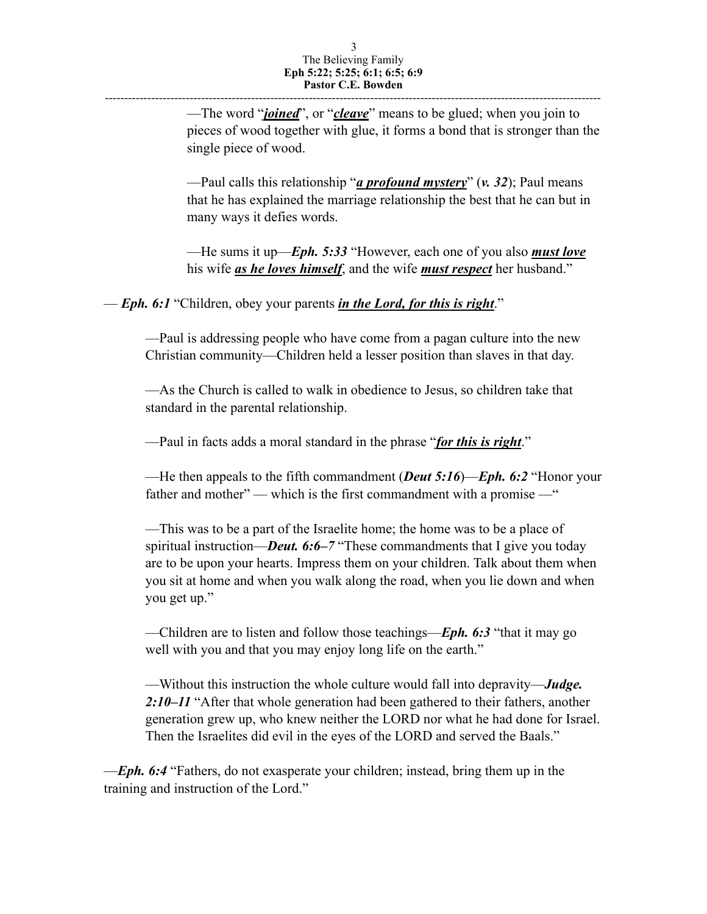—The word "***joined***", or "***cleave***" means to be glued; when you join to pieces of wood together with glue, it forms a bond that is stronger than the single piece of wood.

—Paul calls this relationship "***a profound mystery***" (***v. 32***); Paul means that he has explained the marriage relationship the best that he can but in many ways it defies words.

—He sums it up—***Eph. 5:33*** "However, each one of you also ***must love*** his wife ***as he loves himself***, and the wife ***must respect*** her husband."

— ***Eph. 6:1*** "Children, obey your parents ***in the Lord, for this is right***."

—Paul is addressing people who have come from a pagan culture into the new Christian community—Children held a lesser position than slaves in that day.

—As the Church is called to walk in obedience to Jesus, so children take that standard in the parental relationship.

—Paul in facts adds a moral standard in the phrase "***for this is right***."

—He then appeals to the fifth commandment (***Deut 5:16***)—***Eph. 6:2*** "Honor your father and mother" — which is the first commandment with a promise —"

—This was to be a part of the Israelite home; the home was to be a place of spiritual instruction—***Deut. 6:6–7*** "These commandments that I give you today are to be upon your hearts. Impress them on your children. Talk about them when you sit at home and when you walk along the road, when you lie down and when you get up."

—Children are to listen and follow those teachings—***Eph. 6:3*** "that it may go well with you and that you may enjoy long life on the earth."

—Without this instruction the whole culture would fall into depravity—***Judge. 2:10–11*** "After that whole generation had been gathered to their fathers, another generation grew up, who knew neither the LORD nor what he had done for Israel. Then the Israelites did evil in the eyes of the LORD and served the Baals."

—***Eph. 6:4*** "Fathers, do not exasperate your children; instead, bring them up in the training and instruction of the Lord."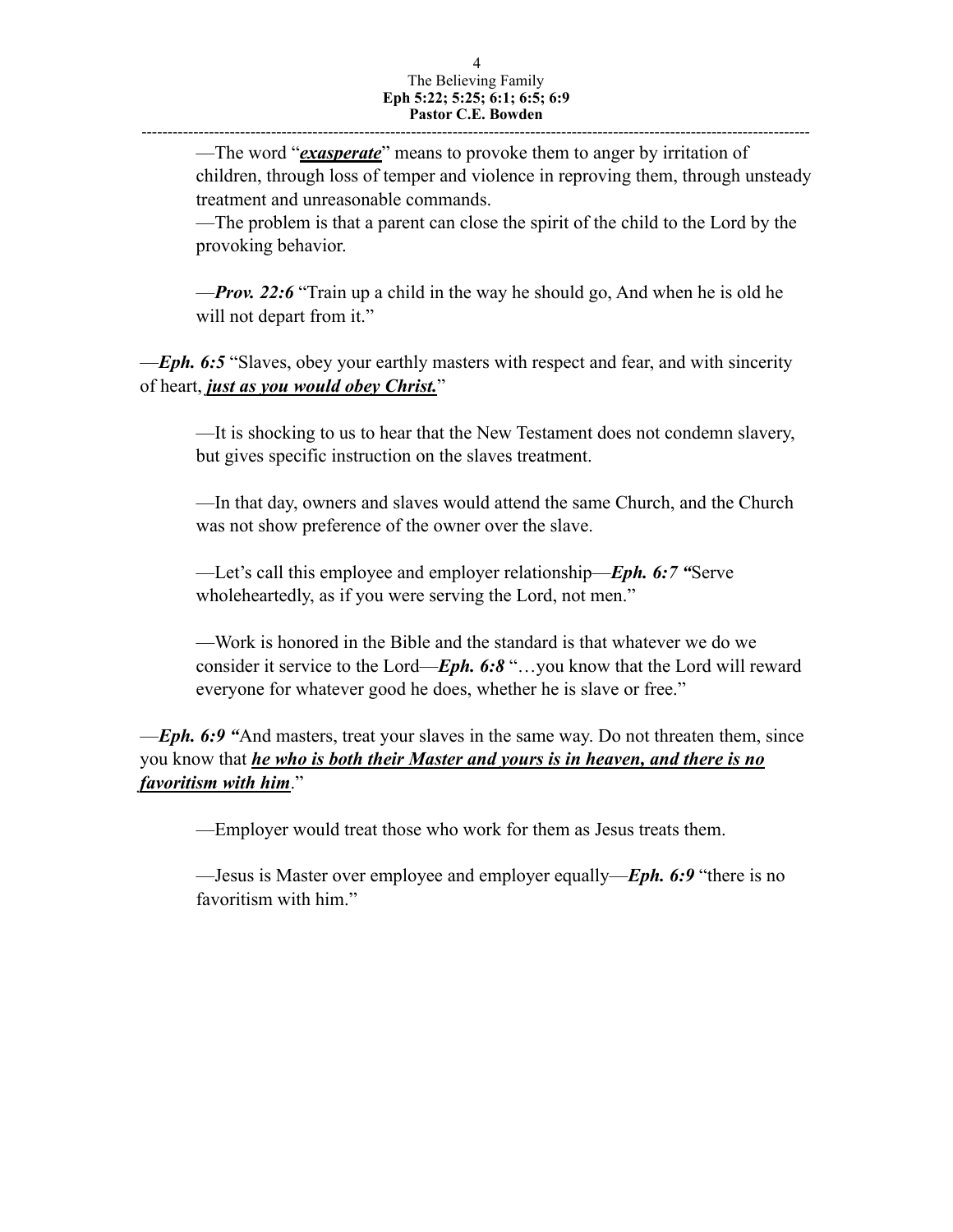—The word "***exasperate***" means to provoke them to anger by irritation of children, through loss of temper and violence in reproving them, through unsteady treatment and unreasonable commands.

—The problem is that a parent can close the spirit of the child to the Lord by the provoking behavior.

—***Prov. 22:6*** "Train up a child in the way he should go, And when he is old he will not depart from it."

—***Eph. 6:5*** "Slaves, obey your earthly masters with respect and fear, and with sincerity of heart, ***just as you would obey Christ.***"

—It is shocking to us to hear that the New Testament does not condemn slavery, but gives specific instruction on the slaves treatment.

—In that day, owners and slaves would attend the same Church, and the Church was not show preference of the owner over the slave.

—Let's call this employee and employer relationship—***Eph. 6:7*** "Serve wholeheartedly, as if you were serving the Lord, not men."

—Work is honored in the Bible and the standard is that whatever we do we consider it service to the Lord—***Eph. 6:8*** "…you know that the Lord will reward everyone for whatever good he does, whether he is slave or free."

—***Eph. 6:9*** "And masters, treat your slaves in the same way. Do not threaten them, since you know that ***he who is both their Master and yours is in heaven, and there is no favoritism with him***."

—Employer would treat those who work for them as Jesus treats them.

—Jesus is Master over employee and employer equally—***Eph. 6:9*** "there is no favoritism with him."